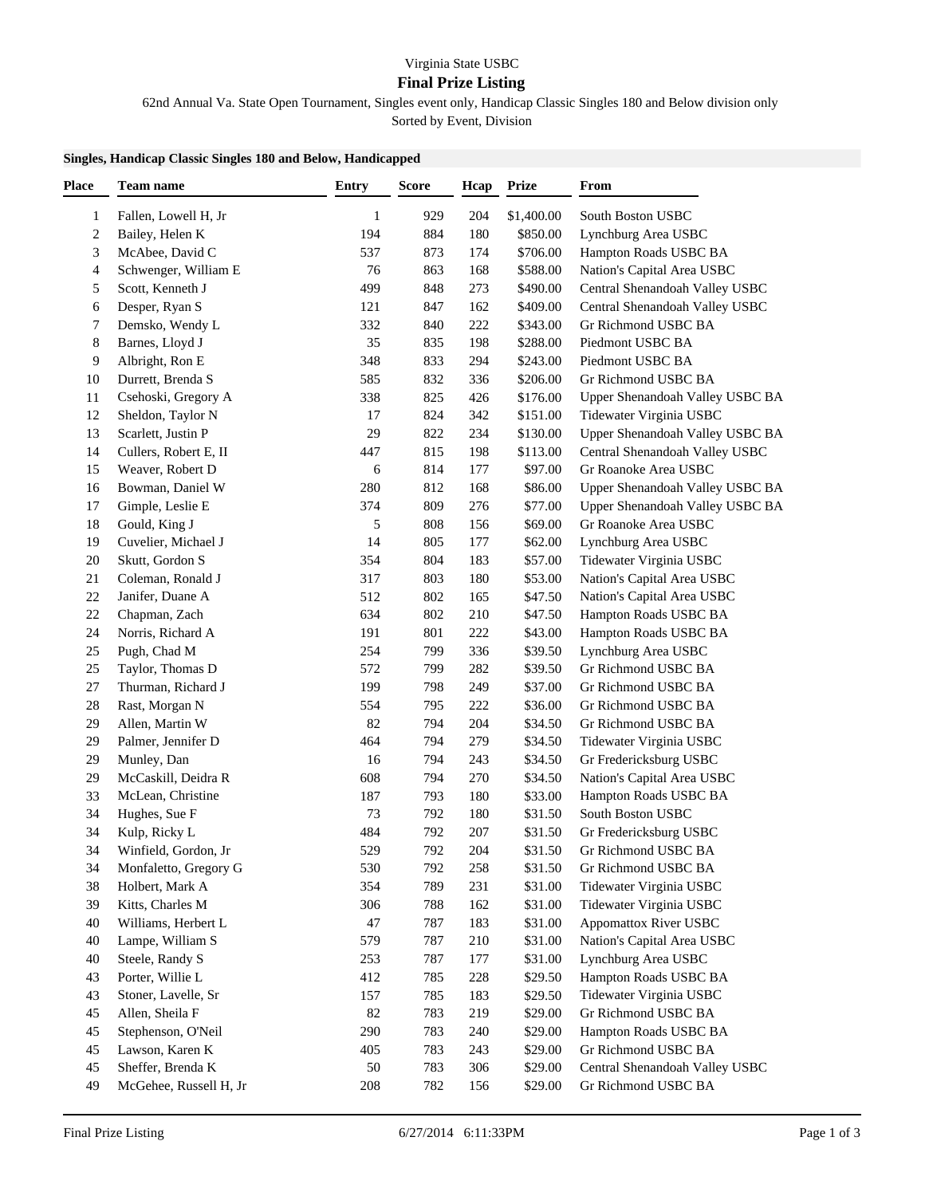Virginia State USBC

# Final Prize Listing

62nd Annual Va. State Open Tournament, Singles event only, Handicap Classic Singles 180 and Below division only

Sorted by Event, Division

**Singles, Handicap Classic Singles 180 and Below, Handicapped**

| Place | Team name | Entry | Score | Hcap | Prize | From |
|---|---|---|---|---|---|---|
| 1 | Fallen, Lowell H, Jr | 1 | 929 | 204 | $1,400.00 | South Boston USBC |
| 2 | Bailey, Helen K | 194 | 884 | 180 | $850.00 | Lynchburg Area USBC |
| 3 | McAbee, David C | 537 | 873 | 174 | $706.00 | Hampton Roads USBC BA |
| 4 | Schwenger, William E | 76 | 863 | 168 | $588.00 | Nation's Capital Area USBC |
| 5 | Scott, Kenneth J | 499 | 848 | 273 | $490.00 | Central Shenandoah Valley USBC |
| 6 | Desper, Ryan S | 121 | 847 | 162 | $409.00 | Central Shenandoah Valley USBC |
| 7 | Demsko, Wendy L | 332 | 840 | 222 | $343.00 | Gr Richmond USBC BA |
| 8 | Barnes, Lloyd J | 35 | 835 | 198 | $288.00 | Piedmont USBC BA |
| 9 | Albright, Ron E | 348 | 833 | 294 | $243.00 | Piedmont USBC BA |
| 10 | Durrett, Brenda S | 585 | 832 | 336 | $206.00 | Gr Richmond USBC BA |
| 11 | Csehoski, Gregory A | 338 | 825 | 426 | $176.00 | Upper Shenandoah Valley USBC BA |
| 12 | Sheldon, Taylor N | 17 | 824 | 342 | $151.00 | Tidewater Virginia USBC |
| 13 | Scarlett, Justin P | 29 | 822 | 234 | $130.00 | Upper Shenandoah Valley USBC BA |
| 14 | Cullers, Robert E, II | 447 | 815 | 198 | $113.00 | Central Shenandoah Valley USBC |
| 15 | Weaver, Robert D | 6 | 814 | 177 | $97.00 | Gr Roanoke Area USBC |
| 16 | Bowman, Daniel W | 280 | 812 | 168 | $86.00 | Upper Shenandoah Valley USBC BA |
| 17 | Gimple, Leslie E | 374 | 809 | 276 | $77.00 | Upper Shenandoah Valley USBC BA |
| 18 | Gould, King J | 5 | 808 | 156 | $69.00 | Gr Roanoke Area USBC |
| 19 | Cuvelier, Michael J | 14 | 805 | 177 | $62.00 | Lynchburg Area USBC |
| 20 | Skutt, Gordon S | 354 | 804 | 183 | $57.00 | Tidewater Virginia USBC |
| 21 | Coleman, Ronald J | 317 | 803 | 180 | $53.00 | Nation's Capital Area USBC |
| 22 | Janifer, Duane A | 512 | 802 | 165 | $47.50 | Nation's Capital Area USBC |
| 22 | Chapman, Zach | 634 | 802 | 210 | $47.50 | Hampton Roads USBC BA |
| 24 | Norris, Richard A | 191 | 801 | 222 | $43.00 | Hampton Roads USBC BA |
| 25 | Pugh, Chad M | 254 | 799 | 336 | $39.50 | Lynchburg Area USBC |
| 25 | Taylor, Thomas D | 572 | 799 | 282 | $39.50 | Gr Richmond USBC BA |
| 27 | Thurman, Richard J | 199 | 798 | 249 | $37.00 | Gr Richmond USBC BA |
| 28 | Rast, Morgan N | 554 | 795 | 222 | $36.00 | Gr Richmond USBC BA |
| 29 | Allen, Martin W | 82 | 794 | 204 | $34.50 | Gr Richmond USBC BA |
| 29 | Palmer, Jennifer D | 464 | 794 | 279 | $34.50 | Tidewater Virginia USBC |
| 29 | Munley, Dan | 16 | 794 | 243 | $34.50 | Gr Fredericksburg USBC |
| 29 | McCaskill, Deidra R | 608 | 794 | 270 | $34.50 | Nation's Capital Area USBC |
| 33 | McLean, Christine | 187 | 793 | 180 | $33.00 | Hampton Roads USBC BA |
| 34 | Hughes, Sue F | 73 | 792 | 180 | $31.50 | South Boston USBC |
| 34 | Kulp, Ricky L | 484 | 792 | 207 | $31.50 | Gr Fredericksburg USBC |
| 34 | Winfield, Gordon, Jr | 529 | 792 | 204 | $31.50 | Gr Richmond USBC BA |
| 34 | Monfaletto, Gregory G | 530 | 792 | 258 | $31.50 | Gr Richmond USBC BA |
| 38 | Holbert, Mark A | 354 | 789 | 231 | $31.00 | Tidewater Virginia USBC |
| 39 | Kitts, Charles M | 306 | 788 | 162 | $31.00 | Tidewater Virginia USBC |
| 40 | Williams, Herbert L | 47 | 787 | 183 | $31.00 | Appomattox River USBC |
| 40 | Lampe, William S | 579 | 787 | 210 | $31.00 | Nation's Capital Area USBC |
| 40 | Steele, Randy S | 253 | 787 | 177 | $31.00 | Lynchburg Area USBC |
| 43 | Porter, Willie L | 412 | 785 | 228 | $29.50 | Hampton Roads USBC BA |
| 43 | Stoner, Lavelle, Sr | 157 | 785 | 183 | $29.50 | Tidewater Virginia USBC |
| 45 | Allen, Sheila F | 82 | 783 | 219 | $29.00 | Gr Richmond USBC BA |
| 45 | Stephenson, O'Neil | 290 | 783 | 240 | $29.00 | Hampton Roads USBC BA |
| 45 | Lawson, Karen K | 405 | 783 | 243 | $29.00 | Gr Richmond USBC BA |
| 45 | Sheffer, Brenda K | 50 | 783 | 306 | $29.00 | Central Shenandoah Valley USBC |
| 49 | McGehee, Russell H, Jr | 208 | 782 | 156 | $29.00 | Gr Richmond USBC BA |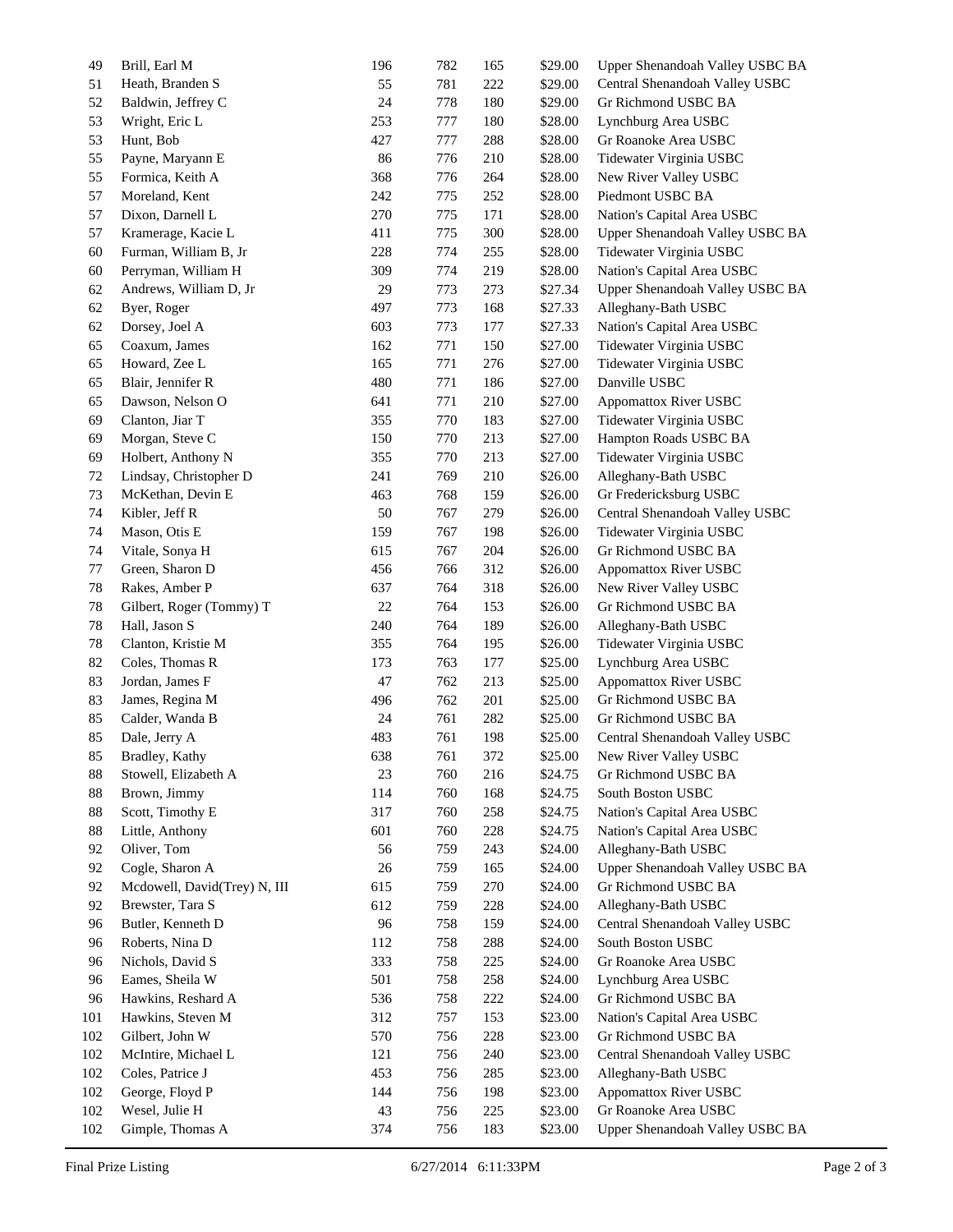| | | | | | | |
|---|---|---|---|---|---|---|
| 49 | Brill, Earl M | 196 | 782 | 165 | $29.00 | Upper Shenandoah Valley USBC BA |
| 51 | Heath, Branden S | 55 | 781 | 222 | $29.00 | Central Shenandoah Valley USBC |
| 52 | Baldwin, Jeffrey C | 24 | 778 | 180 | $29.00 | Gr Richmond USBC BA |
| 53 | Wright, Eric L | 253 | 777 | 180 | $28.00 | Lynchburg Area USBC |
| 53 | Hunt, Bob | 427 | 777 | 288 | $28.00 | Gr Roanoke Area USBC |
| 55 | Payne, Maryann E | 86 | 776 | 210 | $28.00 | Tidewater Virginia USBC |
| 55 | Formica, Keith A | 368 | 776 | 264 | $28.00 | New River Valley USBC |
| 57 | Moreland, Kent | 242 | 775 | 252 | $28.00 | Piedmont USBC BA |
| 57 | Dixon, Darnell L | 270 | 775 | 171 | $28.00 | Nation's Capital Area USBC |
| 57 | Kramerage, Kacie L | 411 | 775 | 300 | $28.00 | Upper Shenandoah Valley USBC BA |
| 60 | Furman, William B, Jr | 228 | 774 | 255 | $28.00 | Tidewater Virginia USBC |
| 60 | Perryman, William H | 309 | 774 | 219 | $28.00 | Nation's Capital Area USBC |
| 62 | Andrews, William D, Jr | 29 | 773 | 273 | $27.34 | Upper Shenandoah Valley USBC BA |
| 62 | Byer, Roger | 497 | 773 | 168 | $27.33 | Alleghany-Bath USBC |
| 62 | Dorsey, Joel A | 603 | 773 | 177 | $27.33 | Nation's Capital Area USBC |
| 65 | Coaxum, James | 162 | 771 | 150 | $27.00 | Tidewater Virginia USBC |
| 65 | Howard, Zee L | 165 | 771 | 276 | $27.00 | Tidewater Virginia USBC |
| 65 | Blair, Jennifer R | 480 | 771 | 186 | $27.00 | Danville USBC |
| 65 | Dawson, Nelson O | 641 | 771 | 210 | $27.00 | Appomattox River USBC |
| 69 | Clanton, Jiar T | 355 | 770 | 183 | $27.00 | Tidewater Virginia USBC |
| 69 | Morgan, Steve C | 150 | 770 | 213 | $27.00 | Hampton Roads USBC BA |
| 69 | Holbert, Anthony N | 355 | 770 | 213 | $27.00 | Tidewater Virginia USBC |
| 72 | Lindsay, Christopher D | 241 | 769 | 210 | $26.00 | Alleghany-Bath USBC |
| 73 | McKethan, Devin E | 463 | 768 | 159 | $26.00 | Gr Fredericksburg USBC |
| 74 | Kibler, Jeff R | 50 | 767 | 279 | $26.00 | Central Shenandoah Valley USBC |
| 74 | Mason, Otis E | 159 | 767 | 198 | $26.00 | Tidewater Virginia USBC |
| 74 | Vitale, Sonya H | 615 | 767 | 204 | $26.00 | Gr Richmond USBC BA |
| 77 | Green, Sharon D | 456 | 766 | 312 | $26.00 | Appomattox River USBC |
| 78 | Rakes, Amber P | 637 | 764 | 318 | $26.00 | New River Valley USBC |
| 78 | Gilbert, Roger (Tommy) T | 22 | 764 | 153 | $26.00 | Gr Richmond USBC BA |
| 78 | Hall, Jason S | 240 | 764 | 189 | $26.00 | Alleghany-Bath USBC |
| 78 | Clanton, Kristie M | 355 | 764 | 195 | $26.00 | Tidewater Virginia USBC |
| 82 | Coles, Thomas R | 173 | 763 | 177 | $25.00 | Lynchburg Area USBC |
| 83 | Jordan, James F | 47 | 762 | 213 | $25.00 | Appomattox River USBC |
| 83 | James, Regina M | 496 | 762 | 201 | $25.00 | Gr Richmond USBC BA |
| 85 | Calder, Wanda B | 24 | 761 | 282 | $25.00 | Gr Richmond USBC BA |
| 85 | Dale, Jerry A | 483 | 761 | 198 | $25.00 | Central Shenandoah Valley USBC |
| 85 | Bradley, Kathy | 638 | 761 | 372 | $25.00 | New River Valley USBC |
| 88 | Stowell, Elizabeth A | 23 | 760 | 216 | $24.75 | Gr Richmond USBC BA |
| 88 | Brown, Jimmy | 114 | 760 | 168 | $24.75 | South Boston USBC |
| 88 | Scott, Timothy E | 317 | 760 | 258 | $24.75 | Nation's Capital Area USBC |
| 88 | Little, Anthony | 601 | 760 | 228 | $24.75 | Nation's Capital Area USBC |
| 92 | Oliver, Tom | 56 | 759 | 243 | $24.00 | Alleghany-Bath USBC |
| 92 | Cogle, Sharon A | 26 | 759 | 165 | $24.00 | Upper Shenandoah Valley USBC BA |
| 92 | Mcdowell, David(Trey) N, III | 615 | 759 | 270 | $24.00 | Gr Richmond USBC BA |
| 92 | Brewster, Tara S | 612 | 759 | 228 | $24.00 | Alleghany-Bath USBC |
| 96 | Butler, Kenneth D | 96 | 758 | 159 | $24.00 | Central Shenandoah Valley USBC |
| 96 | Roberts, Nina D | 112 | 758 | 288 | $24.00 | South Boston USBC |
| 96 | Nichols, David S | 333 | 758 | 225 | $24.00 | Gr Roanoke Area USBC |
| 96 | Eames, Sheila W | 501 | 758 | 258 | $24.00 | Lynchburg Area USBC |
| 96 | Hawkins, Reshard A | 536 | 758 | 222 | $24.00 | Gr Richmond USBC BA |
| 101 | Hawkins, Steven M | 312 | 757 | 153 | $23.00 | Nation's Capital Area USBC |
| 102 | Gilbert, John W | 570 | 756 | 228 | $23.00 | Gr Richmond USBC BA |
| 102 | McIntire, Michael L | 121 | 756 | 240 | $23.00 | Central Shenandoah Valley USBC |
| 102 | Coles, Patrice J | 453 | 756 | 285 | $23.00 | Alleghany-Bath USBC |
| 102 | George, Floyd P | 144 | 756 | 198 | $23.00 | Appomattox River USBC |
| 102 | Wesel, Julie H | 43 | 756 | 225 | $23.00 | Gr Roanoke Area USBC |
| 102 | Gimple, Thomas A | 374 | 756 | 183 | $23.00 | Upper Shenandoah Valley USBC BA |

Final Prize Listing 6/27/2014 6:11:33PM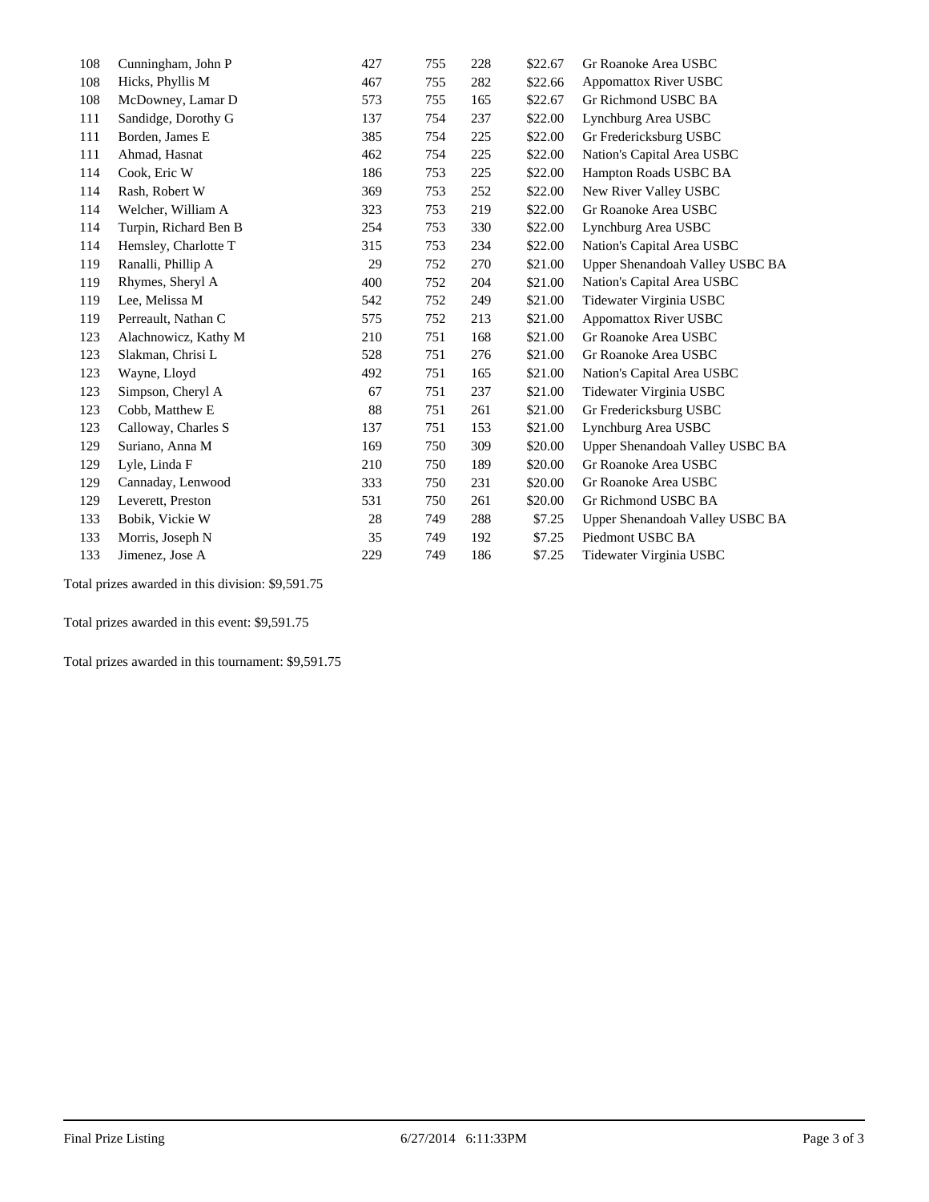| | | | | | | |
|---|---|---|---|---|---|---|
| 108 | Cunningham, John P | 427 | 755 | 228 | $22.67 | Gr Roanoke Area USBC |
| 108 | Hicks, Phyllis M | 467 | 755 | 282 | $22.66 | Appomattox River USBC |
| 108 | McDowney, Lamar D | 573 | 755 | 165 | $22.67 | Gr Richmond USBC BA |
| 111 | Sandidge, Dorothy G | 137 | 754 | 237 | $22.00 | Lynchburg Area USBC |
| 111 | Borden, James E | 385 | 754 | 225 | $22.00 | Gr Fredericksburg USBC |
| 111 | Ahmad, Hasnat | 462 | 754 | 225 | $22.00 | Nation's Capital Area USBC |
| 114 | Cook, Eric W | 186 | 753 | 225 | $22.00 | Hampton Roads USBC BA |
| 114 | Rash, Robert W | 369 | 753 | 252 | $22.00 | New River Valley USBC |
| 114 | Welcher, William A | 323 | 753 | 219 | $22.00 | Gr Roanoke Area USBC |
| 114 | Turpin, Richard Ben B | 254 | 753 | 330 | $22.00 | Lynchburg Area USBC |
| 114 | Hemsley, Charlotte T | 315 | 753 | 234 | $22.00 | Nation's Capital Area USBC |
| 119 | Ranalli, Phillip A | 29 | 752 | 270 | $21.00 | Upper Shenandoah Valley USBC BA |
| 119 | Rhymes, Sheryl A | 400 | 752 | 204 | $21.00 | Nation's Capital Area USBC |
| 119 | Lee, Melissa M | 542 | 752 | 249 | $21.00 | Tidewater Virginia USBC |
| 119 | Perreault, Nathan C | 575 | 752 | 213 | $21.00 | Appomattox River USBC |
| 123 | Alachnowicz, Kathy M | 210 | 751 | 168 | $21.00 | Gr Roanoke Area USBC |
| 123 | Slakman, Chrisi L | 528 | 751 | 276 | $21.00 | Gr Roanoke Area USBC |
| 123 | Wayne, Lloyd | 492 | 751 | 165 | $21.00 | Nation's Capital Area USBC |
| 123 | Simpson, Cheryl A | 67 | 751 | 237 | $21.00 | Tidewater Virginia USBC |
| 123 | Cobb, Matthew E | 88 | 751 | 261 | $21.00 | Gr Fredericksburg USBC |
| 123 | Calloway, Charles S | 137 | 751 | 153 | $21.00 | Lynchburg Area USBC |
| 129 | Suriano, Anna M | 169 | 750 | 309 | $20.00 | Upper Shenandoah Valley USBC BA |
| 129 | Lyle, Linda F | 210 | 750 | 189 | $20.00 | Gr Roanoke Area USBC |
| 129 | Cannaday, Lenwood | 333 | 750 | 231 | $20.00 | Gr Roanoke Area USBC |
| 129 | Leverett, Preston | 531 | 750 | 261 | $20.00 | Gr Richmond USBC BA |
| 133 | Bobik, Vickie W | 28 | 749 | 288 | $7.25 | Upper Shenandoah Valley USBC BA |
| 133 | Morris, Joseph N | 35 | 749 | 192 | $7.25 | Piedmont USBC BA |
| 133 | Jimenez, Jose A | 229 | 749 | 186 | $7.25 | Tidewater Virginia USBC |

Total prizes awarded in this division: $9,591.75

Total prizes awarded in this event: $9,591.75

Total prizes awarded in this tournament: $9,591.75

Final Prize Listing 6/27/2014 6:11:33PM